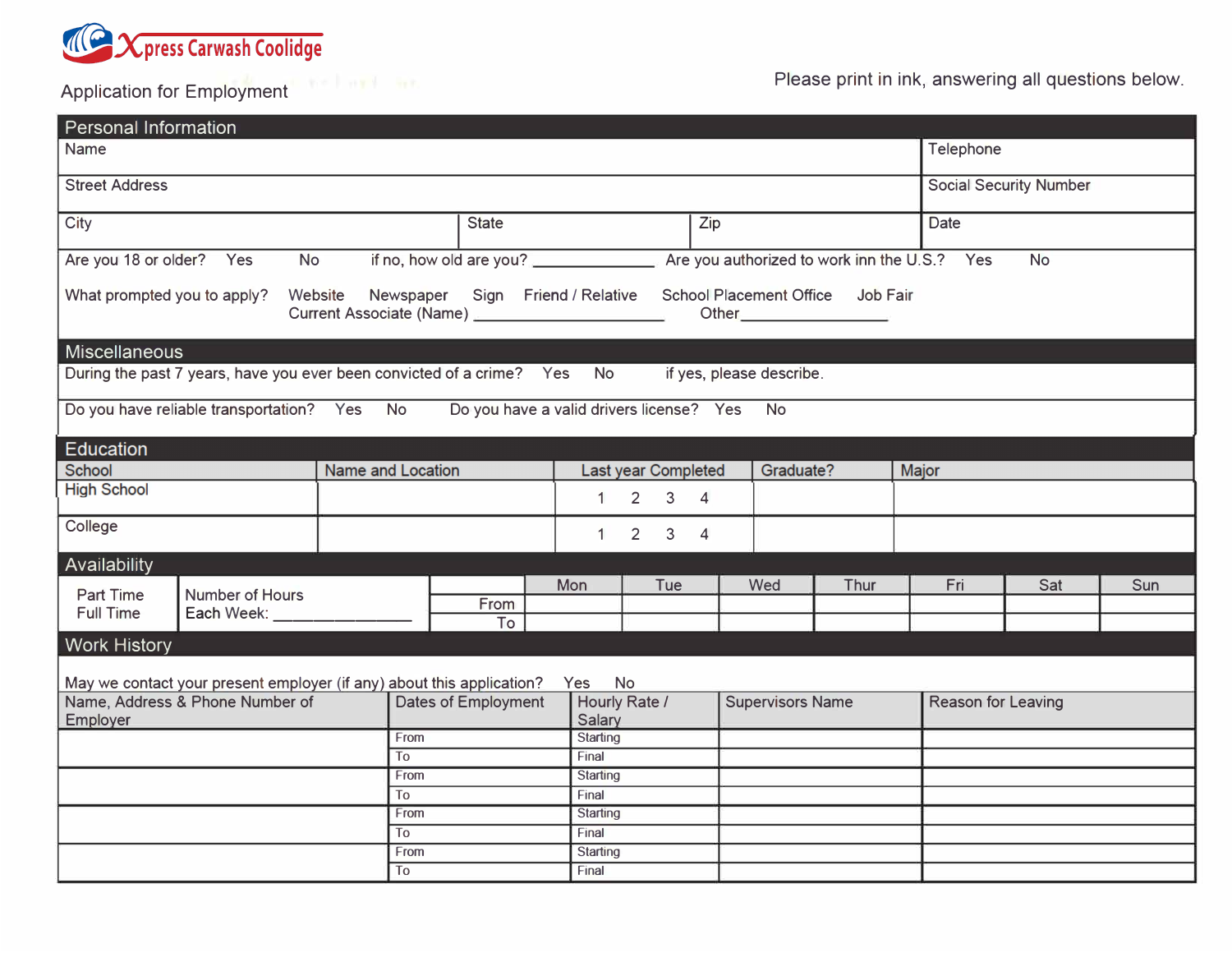Xpress Carwash Coolidge

Application for Employment

Please print in ink, answering all questions below.

## Personal Information

| Name | | | Telephone |
|---|---|---|---|
| Street Address | | | Social Security Number |
| City | State | Zip | Date |

Are you 18 or older? Yes No if no, how old are you? ______________ Are you authorized to work inn the U.S.? Yes No

What prompted you to apply? Website Newspaper Sign Friend / Relative School Placement Office Job Fair
Current Associate (Name) ________________________ Other________________

## Miscellaneous

During the past 7 yeas, have you ever been convicted of a crime? Yes No if yes, please describe.

Do you have reliable transportation? Yes No Do you have a valid drivers license? Yes No

## Education

| School | Name and Location | Last year Completed | Graduate? | Major |
|---|---|---|---|---|
| High School | | 1 2 3 4 | | |
| College | | 1 2 3 4 | | |

## Availability

| Part Time / Full Time | Number of Hours Each Week: ____________ | | Mon | Tue | Wed | Thur | Fri | Sat | Sun |
|---|---|---|---|---|---|---|---|---|---|
| | | From | | | | | | | |
| | | To | | | | | | | |

## Work History

May we contact your present employer (if any) about this application? Yes No

| Name, Address & Phone Number of Employer | Dates of Employment | Hourly Rate / Salary | Supervisors Name | Reason for Leaving |
|---|---|---|---|---|
| | From | Starting | | |
| | To | Final | | |
| | From | Starting | | |
| | To | Final | | |
| | From | Starting | | |
| | To | Final | | |
| | From | Starting | | |
| | To | Final | | |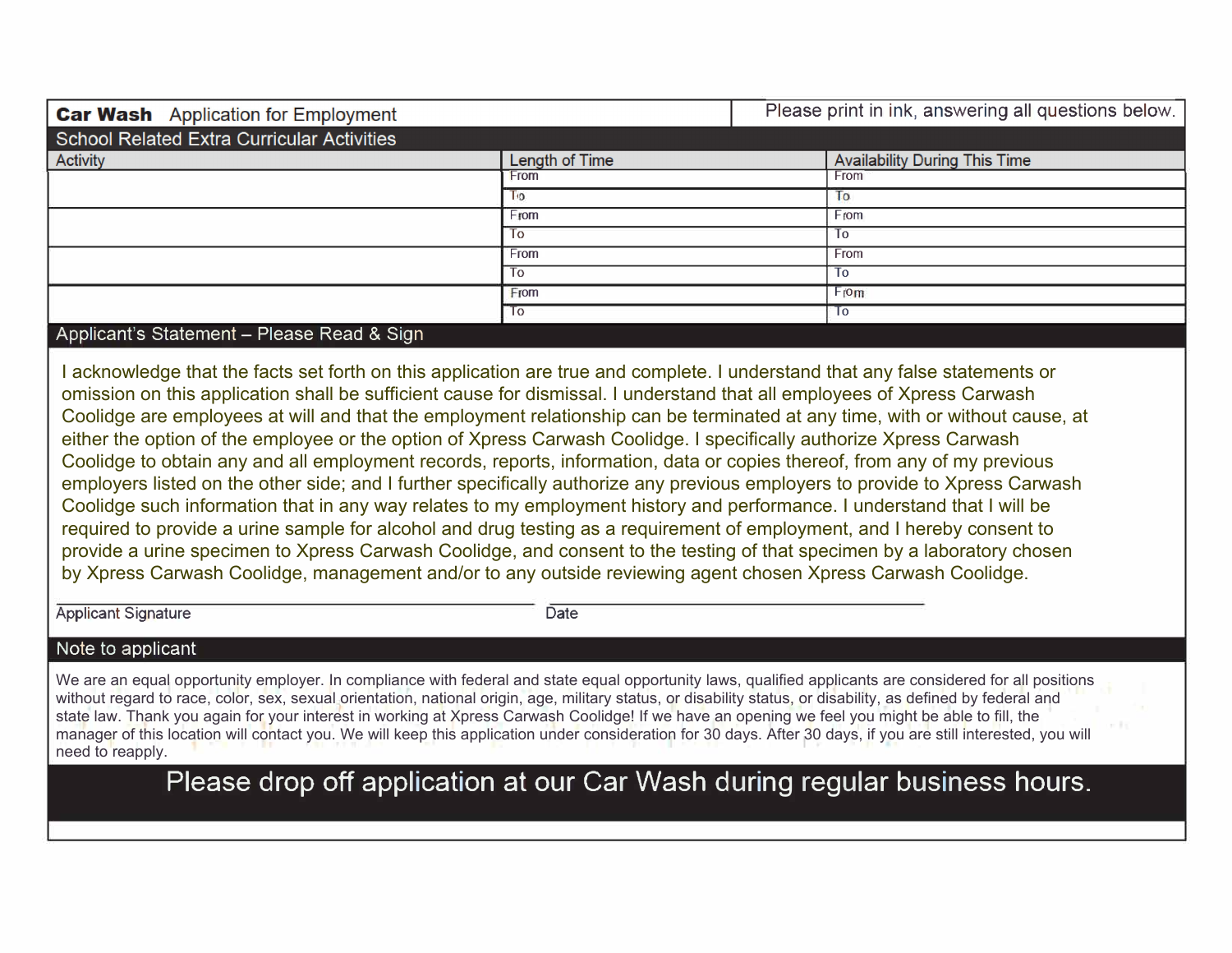**Car Wash** Application for Employment

Please print in ink, answering all questions below.

## School Related Extra Curricular Activities

| Activity | Length of Time | Availability During This Time |
| --- | --- | --- |
| | From | From |
| | To | To |
| | From | From |
| | To | To |
| | From | From |
| | To | To |
| | From | From |
| | To | To |

## Applicant's Statement – Please Read & Sign

I acknowledge that the facts set forth on this application are true and complete. I understand that any false statements or omission on this application shall be sufficient cause for dismissal. I understand that all employees of Xpress Carwash Coolidge are employees at will and that the employment relationship can be terminated at any time, with or without cause, at either the option of the employee or the option of Xpress Carwash Coolidge. I specifically authorize Xpress Carwash Coolidge to obtain any and all employment records, reports, information, data or copies thereof, from any of my previous employers listed on the other side; and I further specifically authorize any previous employers to provide to Xpress Carwash Coolidge such information that in any way relates to my employment history and performance. I understand that I will be required to provide a urine sample for alcohol and drug testing as a requirement of employment, and I hereby consent to provide a urine specimen to Xpress Carwash Coolidge, and consent to the testing of that specimen by a laboratory chosen by Xpress Carwash Coolidge, management and/or to any outside reviewing agent chosen Xpress Carwash Coolidge.

Applicant Signature ______________________ Date ______________________

## Note to applicant

We are an equal opportunity employer. In compliance with federal and state equal opportunity laws, qualified applicants are considered for all positions without regard to race, color, sex, sexual orientation, national origin, age, military status, or disability status, or disability, as defined by federal and state law. Thank you again for your interest in working at Xpress Carwash Coolidge! If we have an opening we feel you might be able to fill, the manager of this location will contact you. We will keep this application under consideration for 30 days. After 30 days, if you are still interested, you will need to reapply.

**Please drop off application at our Car Wash during regular business hours.**